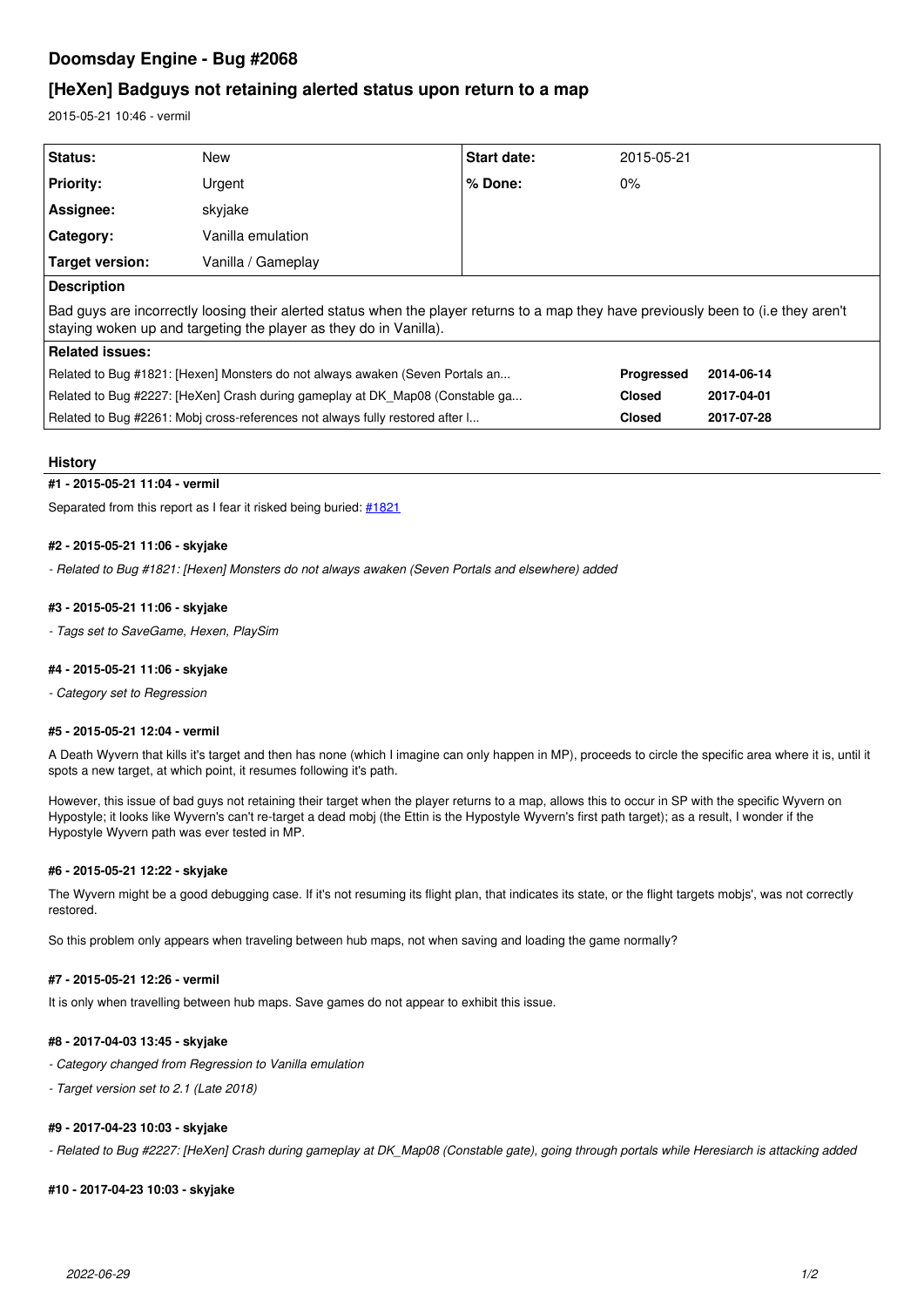# Doomsday Engine - Bug #2068

## [HeXen] Badguys not retaining alerted status upon return to a map

2015-05-21 10:46 - vermil

| Status: | New | Start date: | 2015-05-21 |
|---|---|---|---|
| Priority: | Urgent | % Done: | 0% |
| Assignee: | skyjake | | |
| Category: | Vanilla emulation | | |
| Target version: | Vanilla / Gameplay | | |

**Description**

Bad guys are incorrectly loosing their alerted status when the player returns to a map they have previously been to (i.e they aren't staying woken up and targeting the player as they do in Vanilla).

**Related issues:**

| | | |
|---|---|---|
| Related to Bug #1821: [Hexen] Monsters do not always awaken (Seven Portals an... | Progressed | 2014-06-14 |
| Related to Bug #2227: [HeXen] Crash during gameplay at DK_Map08 (Constable ga... | Closed | 2017-04-01 |
| Related to Bug #2261: Mobj cross-references not always fully restored after l... | Closed | 2017-07-28 |

## History

#### #1 - 2015-05-21 11:04 - vermil

Separated from this report as I fear it risked being buried: #1821

#### #2 - 2015-05-21 11:06 - skyjake

*- Related to Bug #1821: [Hexen] Monsters do not always awaken (Seven Portals and elsewhere) added*

#### #3 - 2015-05-21 11:06 - skyjake

*- Tags set to SaveGame, Hexen, PlaySim*

#### #4 - 2015-05-21 11:06 - skyjake

*- Category set to Regression*

#### #5 - 2015-05-21 12:04 - vermil

A Death Wyvern that kills it's target and then has none (which I imagine can only happen in MP), proceeds to circle the specific area where it is, until it spots a new target, at which point, it resumes following it's path.

However, this issue of bad guys not retaining their target when the player returns to a map, allows this to occur in SP with the specific Wyvern on Hypostyle; it looks like Wyvern's can't re-target a dead mobj (the Ettin is the Hypostyle Wyvern's first path target); as a result, I wonder if the Hypostyle Wyvern path was ever tested in MP.

#### #6 - 2015-05-21 12:22 - skyjake

The Wyvern might be a good debugging case. If it's not resuming its flight plan, that indicates its state, or the flight targets mobjs', was not correctly restored.

So this problem only appears when traveling between hub maps, not when saving and loading the game normally?

#### #7 - 2015-05-21 12:26 - vermil

It is only when travelling between hub maps. Save games do not appear to exhibit this issue.

#### #8 - 2017-04-03 13:45 - skyjake

*- Category changed from Regression to Vanilla emulation*

*- Target version set to 2.1 (Late 2018)*

#### #9 - 2017-04-23 10:03 - skyjake

*- Related to Bug #2227: [HeXen] Crash during gameplay at DK_Map08 (Constable gate), going through portals while Heresiarch is attacking added*

#### #10 - 2017-04-23 10:03 - skyjake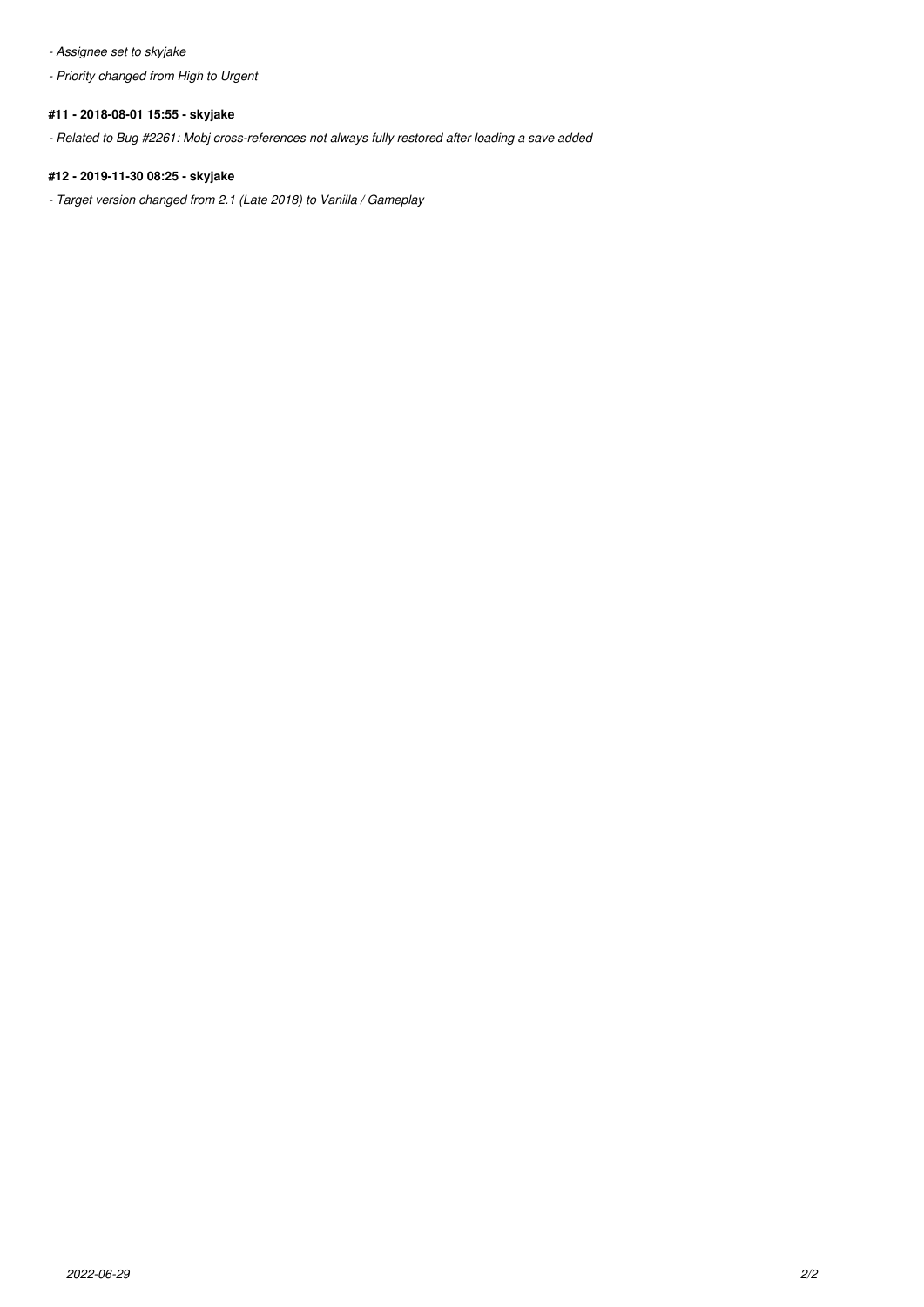*- Assignee set to skyjake*

*- Priority changed from High to Urgent*

#### #11 - 2018-08-01 15:55 - skyjake

*- Related to Bug #2261: Mobj cross-references not always fully restored after loading a save added*

#### #12 - 2019-11-30 08:25 - skyjake

*- Target version changed from 2.1 (Late 2018) to Vanilla / Gameplay*